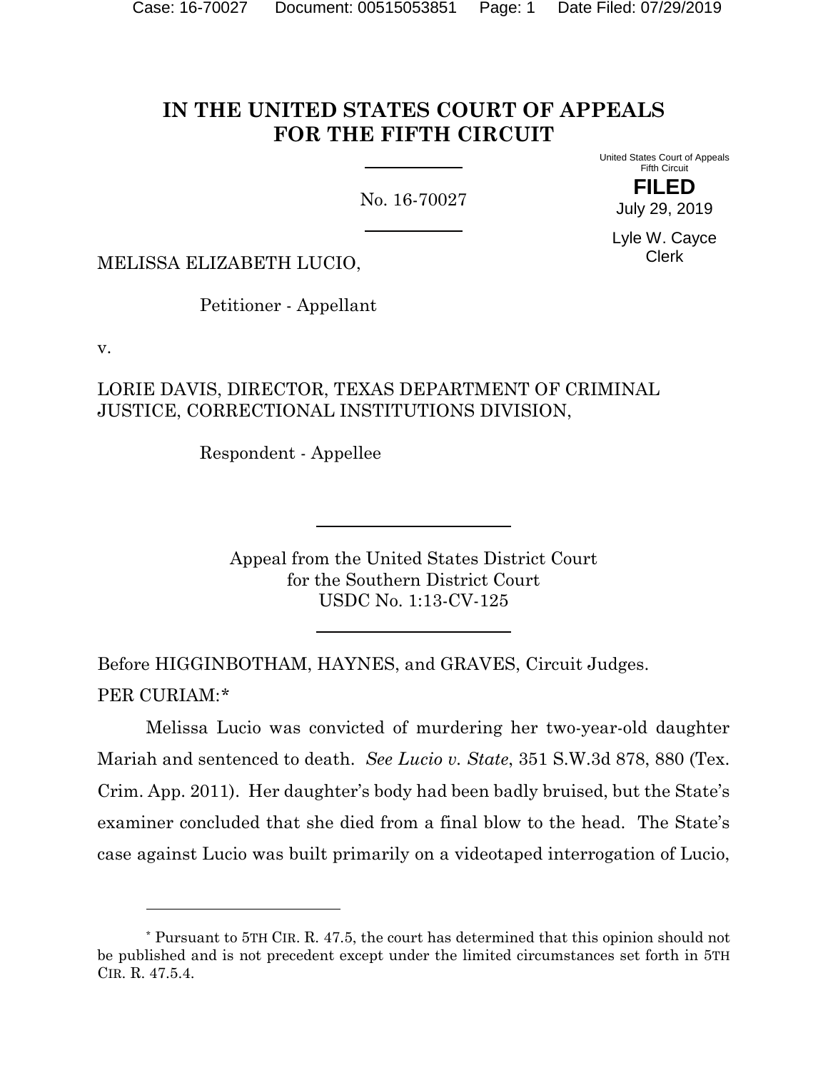# IN THE UNITED STATES COURT OF APPEALS FOR THE FIFTH CIRCUIT

No. 16-70027

United States Court of Appeals
Fifth Circuit

**FILED**

July 29, 2019

Lyle W. Cayce
Clerk

MELISSA ELIZABETH LUCIO,

Petitioner - Appellant

v.

LORIE DAVIS, DIRECTOR, TEXAS DEPARTMENT OF CRIMINAL JUSTICE, CORRECTIONAL INSTITUTIONS DIVISION,

Respondent - Appellee

Appeal from the United States District Court
for the Southern District Court
USDC No. 1:13-CV-125

Before HIGGINBOTHAM, HAYNES, and GRAVES, Circuit Judges.

PER CURIAM:*

Melissa Lucio was convicted of murdering her two-year-old daughter Mariah and sentenced to death. *See Lucio v. State*, 351 S.W.3d 878, 880 (Tex. Crim. App. 2011). Her daughter's body had been badly bruised, but the State's examiner concluded that she died from a final blow to the head. The State's case against Lucio was built primarily on a videotaped interrogation of Lucio,

---

\* Pursuant to 5TH CIR. R. 47.5, the court has determined that this opinion should not be published and is not precedent except under the limited circumstances set forth in 5TH CIR. R. 47.5.4.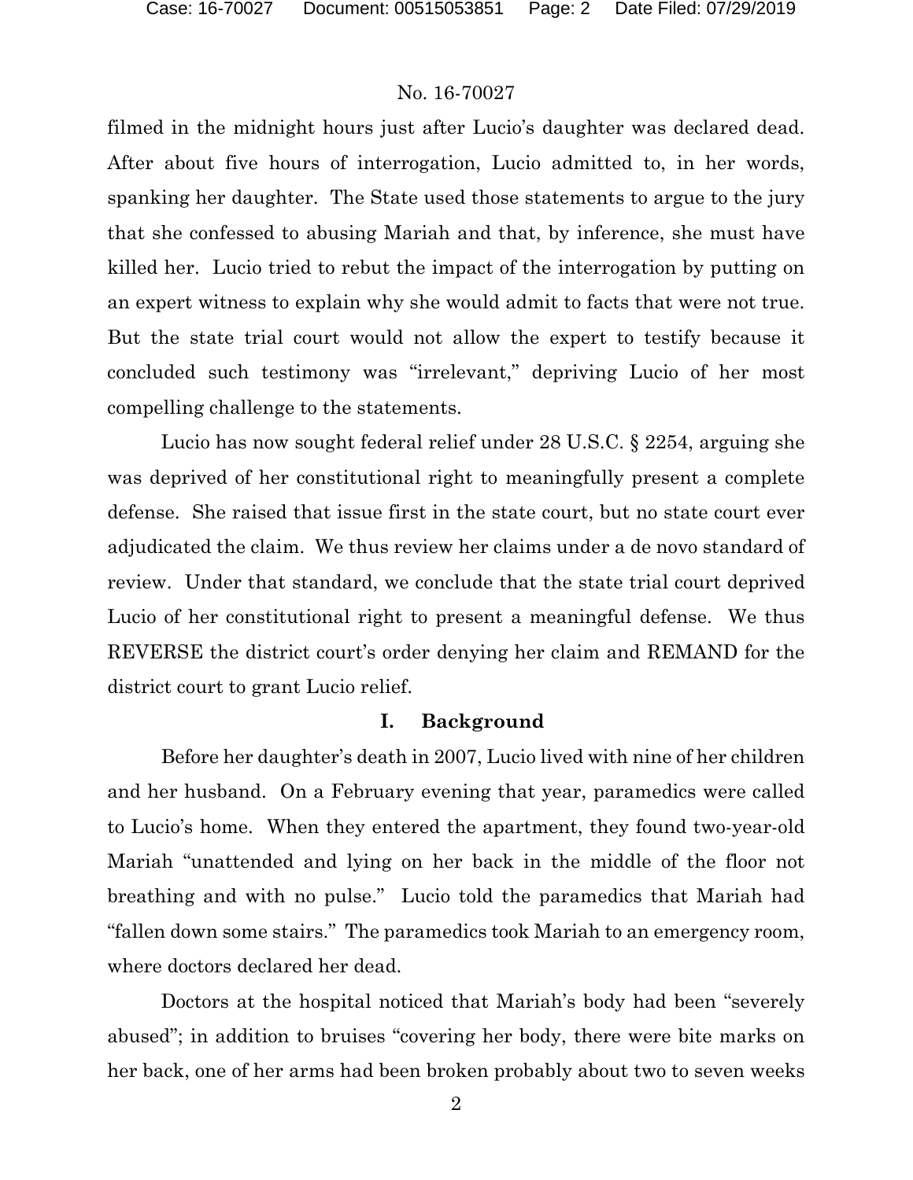filmed in the midnight hours just after Lucio's daughter was declared dead. After about five hours of interrogation, Lucio admitted to, in her words, spanking her daughter. The State used those statements to argue to the jury that she confessed to abusing Mariah and that, by inference, she must have killed her. Lucio tried to rebut the impact of the interrogation by putting on an expert witness to explain why she would admit to facts that were not true. But the state trial court would not allow the expert to testify because it concluded such testimony was "irrelevant," depriving Lucio of her most compelling challenge to the statements.

Lucio has now sought federal relief under 28 U.S.C. § 2254, arguing she was deprived of her constitutional right to meaningfully present a complete defense. She raised that issue first in the state court, but no state court ever adjudicated the claim. We thus review her claims under a de novo standard of review. Under that standard, we conclude that the state trial court deprived Lucio of her constitutional right to present a meaningful defense. We thus REVERSE the district court's order denying her claim and REMAND for the district court to grant Lucio relief.

## I. Background

Before her daughter's death in 2007, Lucio lived with nine of her children and her husband. On a February evening that year, paramedics were called to Lucio's home. When they entered the apartment, they found two-year-old Mariah "unattended and lying on her back in the middle of the floor not breathing and with no pulse." Lucio told the paramedics that Mariah had "fallen down some stairs." The paramedics took Mariah to an emergency room, where doctors declared her dead.

Doctors at the hospital noticed that Mariah's body had been "severely abused"; in addition to bruises "covering her body, there were bite marks on her back, one of her arms had been broken probably about two to seven weeks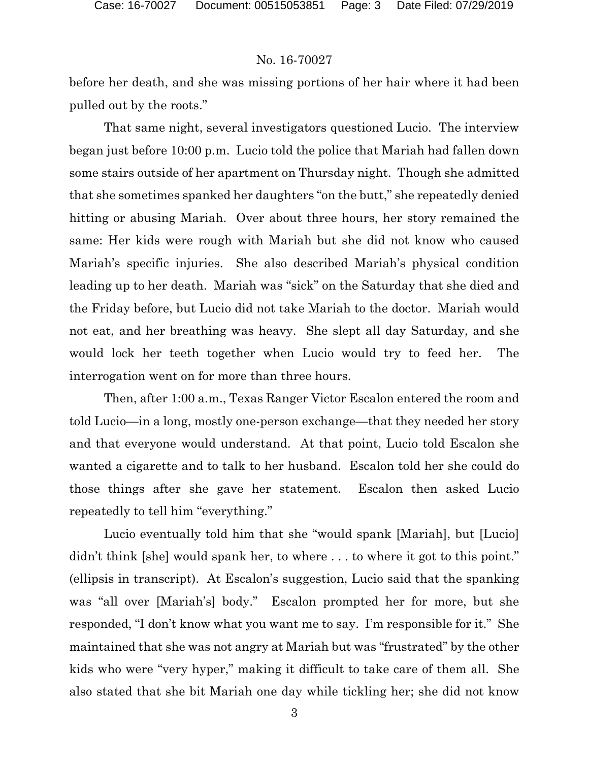before her death, and she was missing portions of her hair where it had been pulled out by the roots."

That same night, several investigators questioned Lucio. The interview began just before 10:00 p.m. Lucio told the police that Mariah had fallen down some stairs outside of her apartment on Thursday night. Though she admitted that she sometimes spanked her daughters "on the butt," she repeatedly denied hitting or abusing Mariah. Over about three hours, her story remained the same: Her kids were rough with Mariah but she did not know who caused Mariah's specific injuries. She also described Mariah's physical condition leading up to her death. Mariah was "sick" on the Saturday that she died and the Friday before, but Lucio did not take Mariah to the doctor. Mariah would not eat, and her breathing was heavy. She slept all day Saturday, and she would lock her teeth together when Lucio would try to feed her. The interrogation went on for more than three hours.

Then, after 1:00 a.m., Texas Ranger Victor Escalon entered the room and told Lucio—in a long, mostly one-person exchange—that they needed her story and that everyone would understand. At that point, Lucio told Escalon she wanted a cigarette and to talk to her husband. Escalon told her she could do those things after she gave her statement. Escalon then asked Lucio repeatedly to tell him "everything."

Lucio eventually told him that she "would spank [Mariah], but [Lucio] didn't think [she] would spank her, to where . . . to where it got to this point." (ellipsis in transcript). At Escalon's suggestion, Lucio said that the spanking was "all over [Mariah's] body." Escalon prompted her for more, but she responded, "I don't know what you want me to say. I'm responsible for it." She maintained that she was not angry at Mariah but was "frustrated" by the other kids who were "very hyper," making it difficult to take care of them all. She also stated that she bit Mariah one day while tickling her; she did not know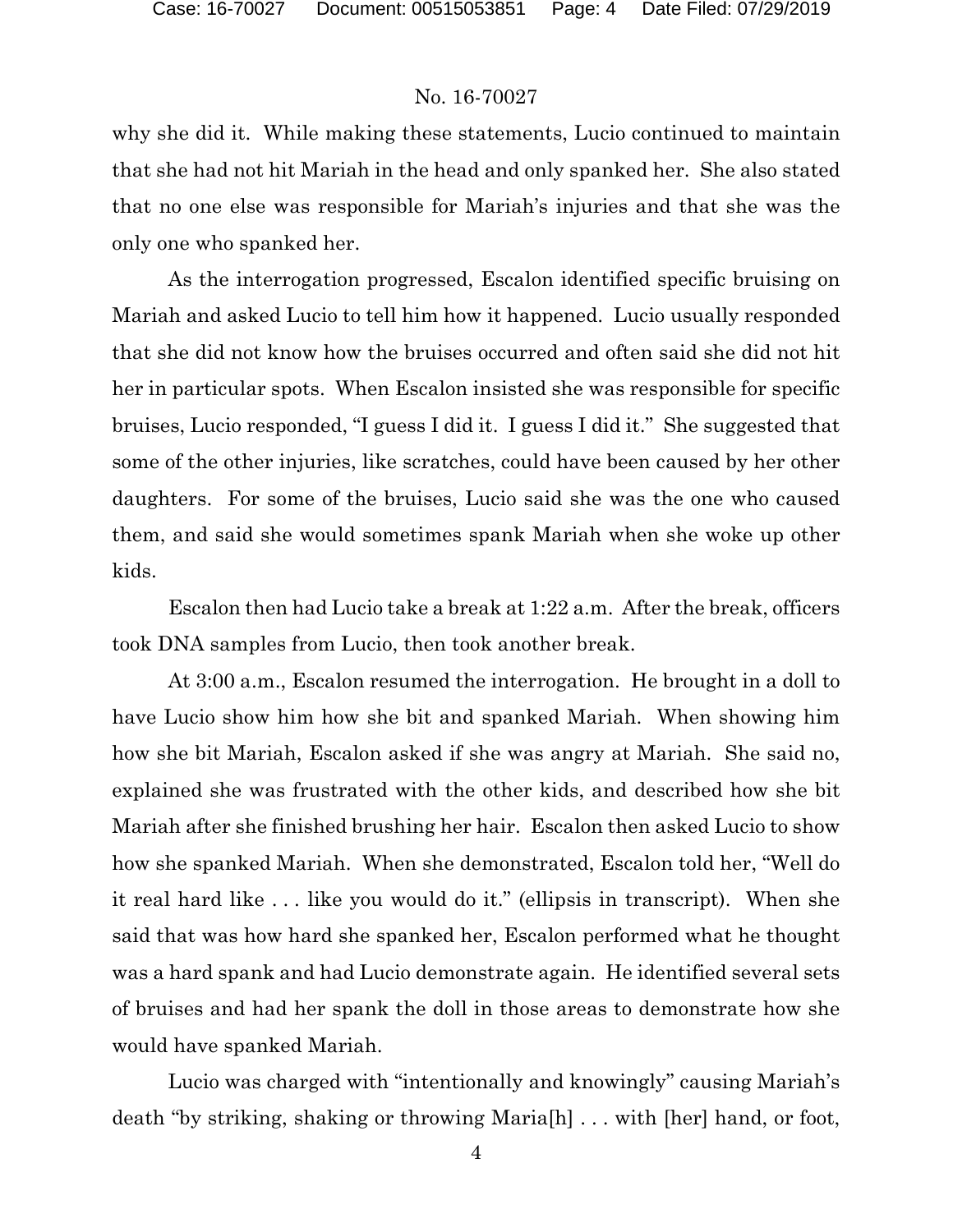why she did it. While making these statements, Lucio continued to maintain that she had not hit Mariah in the head and only spanked her. She also stated that no one else was responsible for Mariah's injuries and that she was the only one who spanked her.

As the interrogation progressed, Escalon identified specific bruising on Mariah and asked Lucio to tell him how it happened. Lucio usually responded that she did not know how the bruises occurred and often said she did not hit her in particular spots. When Escalon insisted she was responsible for specific bruises, Lucio responded, "I guess I did it. I guess I did it." She suggested that some of the other injuries, like scratches, could have been caused by her other daughters. For some of the bruises, Lucio said she was the one who caused them, and said she would sometimes spank Mariah when she woke up other kids.

Escalon then had Lucio take a break at 1:22 a.m. After the break, officers took DNA samples from Lucio, then took another break.

At 3:00 a.m., Escalon resumed the interrogation. He brought in a doll to have Lucio show him how she bit and spanked Mariah. When showing him how she bit Mariah, Escalon asked if she was angry at Mariah. She said no, explained she was frustrated with the other kids, and described how she bit Mariah after she finished brushing her hair. Escalon then asked Lucio to show how she spanked Mariah. When she demonstrated, Escalon told her, "Well do it real hard like . . . like you would do it." (ellipsis in transcript). When she said that was how hard she spanked her, Escalon performed what he thought was a hard spank and had Lucio demonstrate again. He identified several sets of bruises and had her spank the doll in those areas to demonstrate how she would have spanked Mariah.

Lucio was charged with "intentionally and knowingly" causing Mariah's death "by striking, shaking or throwing Maria[h] . . . with [her] hand, or foot,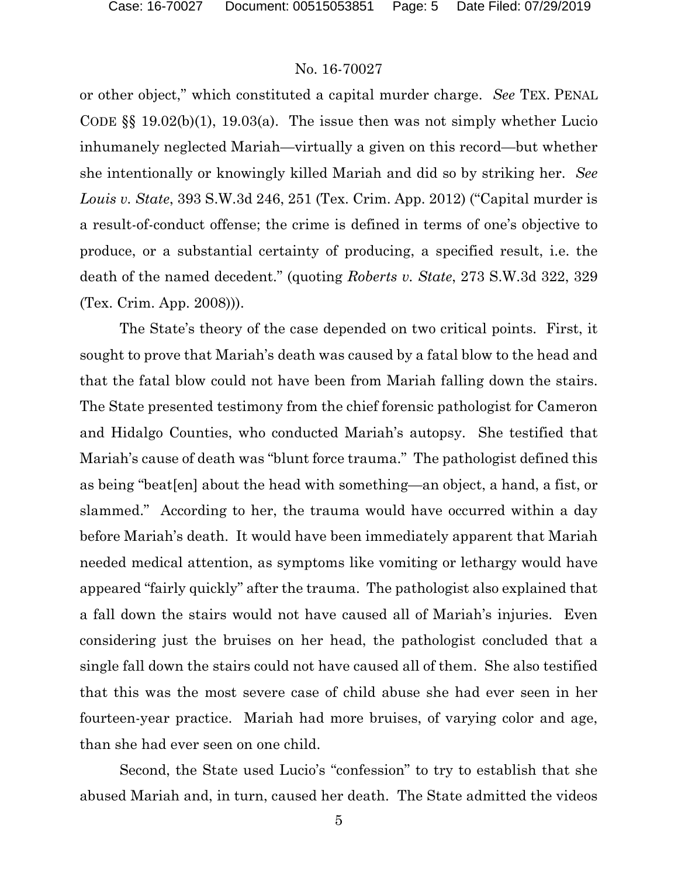or other object," which constituted a capital murder charge. *See* TEX. PENAL CODE §§ 19.02(b)(1), 19.03(a). The issue then was not simply whether Lucio inhumanely neglected Mariah—virtually a given on this record—but whether she intentionally or knowingly killed Mariah and did so by striking her. *See Louis v. State*, 393 S.W.3d 246, 251 (Tex. Crim. App. 2012) ("Capital murder is a result-of-conduct offense; the crime is defined in terms of one's objective to produce, or a substantial certainty of producing, a specified result, i.e. the death of the named decedent." (quoting *Roberts v. State*, 273 S.W.3d 322, 329 (Tex. Crim. App. 2008))).

The State's theory of the case depended on two critical points. First, it sought to prove that Mariah's death was caused by a fatal blow to the head and that the fatal blow could not have been from Mariah falling down the stairs. The State presented testimony from the chief forensic pathologist for Cameron and Hidalgo Counties, who conducted Mariah's autopsy. She testified that Mariah's cause of death was "blunt force trauma." The pathologist defined this as being "beat[en] about the head with something—an object, a hand, a fist, or slammed." According to her, the trauma would have occurred within a day before Mariah's death. It would have been immediately apparent that Mariah needed medical attention, as symptoms like vomiting or lethargy would have appeared "fairly quickly" after the trauma. The pathologist also explained that a fall down the stairs would not have caused all of Mariah's injuries. Even considering just the bruises on her head, the pathologist concluded that a single fall down the stairs could not have caused all of them. She also testified that this was the most severe case of child abuse she had ever seen in her fourteen-year practice. Mariah had more bruises, of varying color and age, than she had ever seen on one child.

Second, the State used Lucio's "confession" to try to establish that she abused Mariah and, in turn, caused her death. The State admitted the videos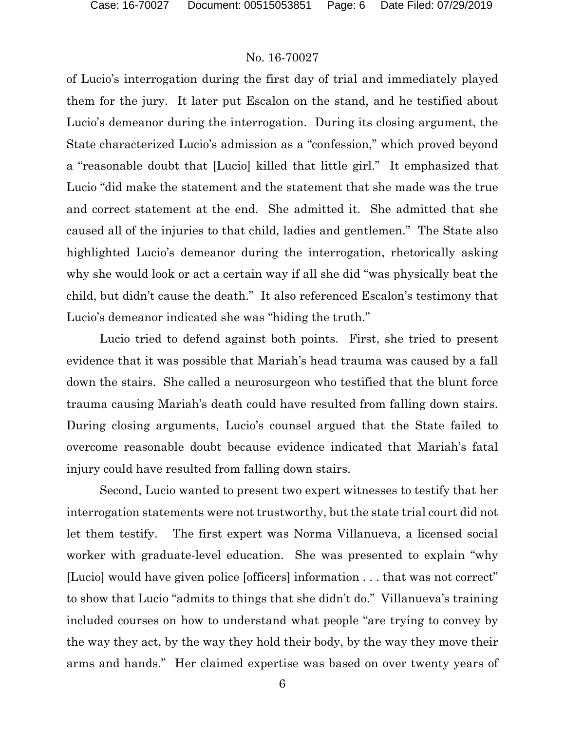of Lucio's interrogation during the first day of trial and immediately played them for the jury. It later put Escalon on the stand, and he testified about Lucio's demeanor during the interrogation. During its closing argument, the State characterized Lucio's admission as a "confession," which proved beyond a "reasonable doubt that [Lucio] killed that little girl." It emphasized that Lucio "did make the statement and the statement that she made was the true and correct statement at the end. She admitted it. She admitted that she caused all of the injuries to that child, ladies and gentlemen." The State also highlighted Lucio's demeanor during the interrogation, rhetorically asking why she would look or act a certain way if all she did "was physically beat the child, but didn't cause the death." It also referenced Escalon's testimony that Lucio's demeanor indicated she was "hiding the truth."

Lucio tried to defend against both points. First, she tried to present evidence that it was possible that Mariah's head trauma was caused by a fall down the stairs. She called a neurosurgeon who testified that the blunt force trauma causing Mariah's death could have resulted from falling down stairs. During closing arguments, Lucio's counsel argued that the State failed to overcome reasonable doubt because evidence indicated that Mariah's fatal injury could have resulted from falling down stairs.

Second, Lucio wanted to present two expert witnesses to testify that her interrogation statements were not trustworthy, but the state trial court did not let them testify. The first expert was Norma Villanueva, a licensed social worker with graduate-level education. She was presented to explain "why [Lucio] would have given police [officers] information . . . that was not correct" to show that Lucio "admits to things that she didn't do." Villanueva's training included courses on how to understand what people "are trying to convey by the way they act, by the way they hold their body, by the way they move their arms and hands." Her claimed expertise was based on over twenty years of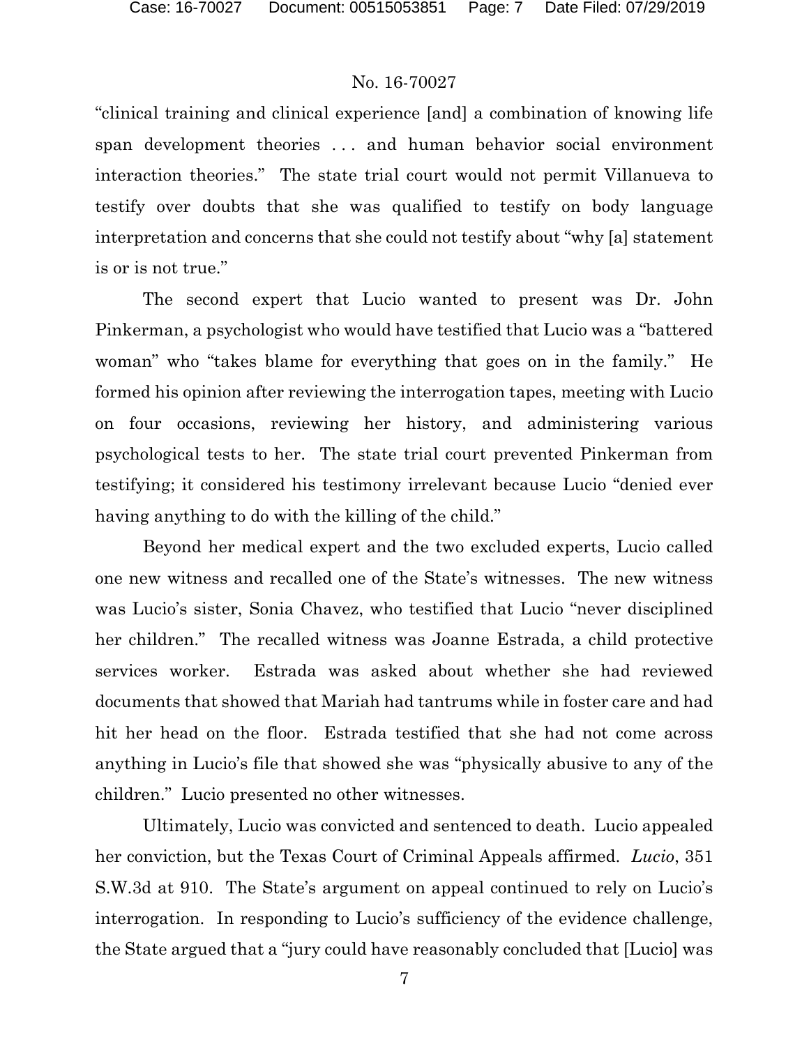"clinical training and clinical experience [and] a combination of knowing life span development theories . . . and human behavior social environment interaction theories." The state trial court would not permit Villanueva to testify over doubts that she was qualified to testify on body language interpretation and concerns that she could not testify about "why [a] statement is or is not true."

The second expert that Lucio wanted to present was Dr. John Pinkerman, a psychologist who would have testified that Lucio was a "battered woman" who "takes blame for everything that goes on in the family." He formed his opinion after reviewing the interrogation tapes, meeting with Lucio on four occasions, reviewing her history, and administering various psychological tests to her. The state trial court prevented Pinkerman from testifying; it considered his testimony irrelevant because Lucio "denied ever having anything to do with the killing of the child."

Beyond her medical expert and the two excluded experts, Lucio called one new witness and recalled one of the State's witnesses. The new witness was Lucio's sister, Sonia Chavez, who testified that Lucio "never disciplined her children." The recalled witness was Joanne Estrada, a child protective services worker. Estrada was asked about whether she had reviewed documents that showed that Mariah had tantrums while in foster care and had hit her head on the floor. Estrada testified that she had not come across anything in Lucio's file that showed she was "physically abusive to any of the children." Lucio presented no other witnesses.

Ultimately, Lucio was convicted and sentenced to death. Lucio appealed her conviction, but the Texas Court of Criminal Appeals affirmed. *Lucio*, 351 S.W.3d at 910. The State's argument on appeal continued to rely on Lucio's interrogation. In responding to Lucio's sufficiency of the evidence challenge, the State argued that a "jury could have reasonably concluded that [Lucio] was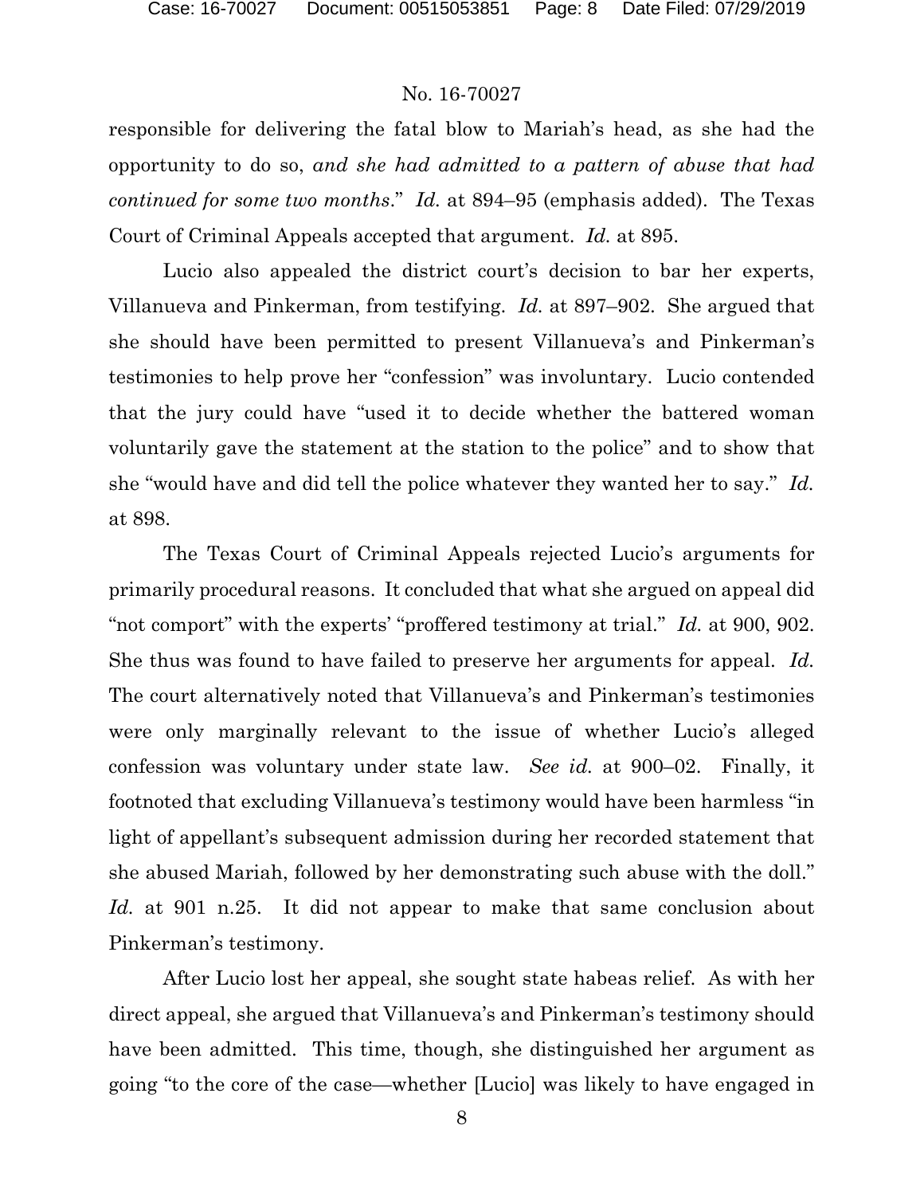responsible for delivering the fatal blow to Mariah's head, as she had the opportunity to do so, *and she had admitted to a pattern of abuse that had continued for some two months*." *Id.* at 894–95 (emphasis added). The Texas Court of Criminal Appeals accepted that argument. *Id.* at 895.

Lucio also appealed the district court's decision to bar her experts, Villanueva and Pinkerman, from testifying. *Id.* at 897–902. She argued that she should have been permitted to present Villanueva's and Pinkerman's testimonies to help prove her "confession" was involuntary. Lucio contended that the jury could have "used it to decide whether the battered woman voluntarily gave the statement at the station to the police" and to show that she "would have and did tell the police whatever they wanted her to say." *Id.* at 898.

The Texas Court of Criminal Appeals rejected Lucio's arguments for primarily procedural reasons. It concluded that what she argued on appeal did "not comport" with the experts' "proffered testimony at trial." *Id.* at 900, 902. She thus was found to have failed to preserve her arguments for appeal. *Id.* The court alternatively noted that Villanueva's and Pinkerman's testimonies were only marginally relevant to the issue of whether Lucio's alleged confession was voluntary under state law. *See id.* at 900–02. Finally, it footnoted that excluding Villanueva's testimony would have been harmless "in light of appellant's subsequent admission during her recorded statement that she abused Mariah, followed by her demonstrating such abuse with the doll." *Id.* at 901 n.25. It did not appear to make that same conclusion about Pinkerman's testimony.

After Lucio lost her appeal, she sought state habeas relief. As with her direct appeal, she argued that Villanueva's and Pinkerman's testimony should have been admitted. This time, though, she distinguished her argument as going "to the core of the case—whether [Lucio] was likely to have engaged in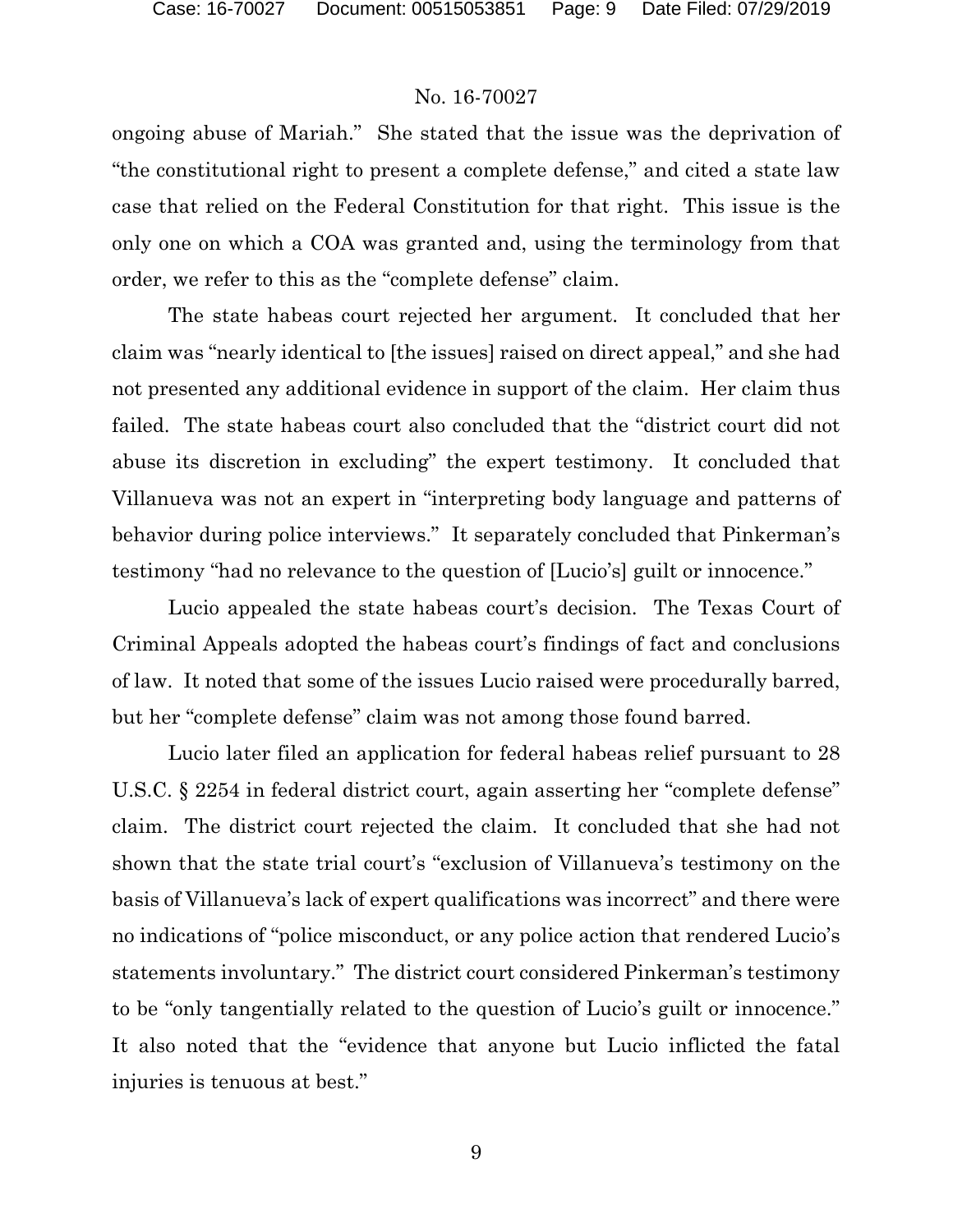ongoing abuse of Mariah." She stated that the issue was the deprivation of "the constitutional right to present a complete defense," and cited a state law case that relied on the Federal Constitution for that right. This issue is the only one on which a COA was granted and, using the terminology from that order, we refer to this as the "complete defense" claim.

The state habeas court rejected her argument. It concluded that her claim was "nearly identical to [the issues] raised on direct appeal," and she had not presented any additional evidence in support of the claim. Her claim thus failed. The state habeas court also concluded that the "district court did not abuse its discretion in excluding" the expert testimony. It concluded that Villanueva was not an expert in "interpreting body language and patterns of behavior during police interviews." It separately concluded that Pinkerman's testimony "had no relevance to the question of [Lucio's] guilt or innocence."

Lucio appealed the state habeas court's decision. The Texas Court of Criminal Appeals adopted the habeas court's findings of fact and conclusions of law. It noted that some of the issues Lucio raised were procedurally barred, but her "complete defense" claim was not among those found barred.

Lucio later filed an application for federal habeas relief pursuant to 28 U.S.C. § 2254 in federal district court, again asserting her "complete defense" claim. The district court rejected the claim. It concluded that she had not shown that the state trial court's "exclusion of Villanueva's testimony on the basis of Villanueva's lack of expert qualifications was incorrect" and there were no indications of "police misconduct, or any police action that rendered Lucio's statements involuntary." The district court considered Pinkerman's testimony to be "only tangentially related to the question of Lucio's guilt or innocence." It also noted that the "evidence that anyone but Lucio inflicted the fatal injuries is tenuous at best."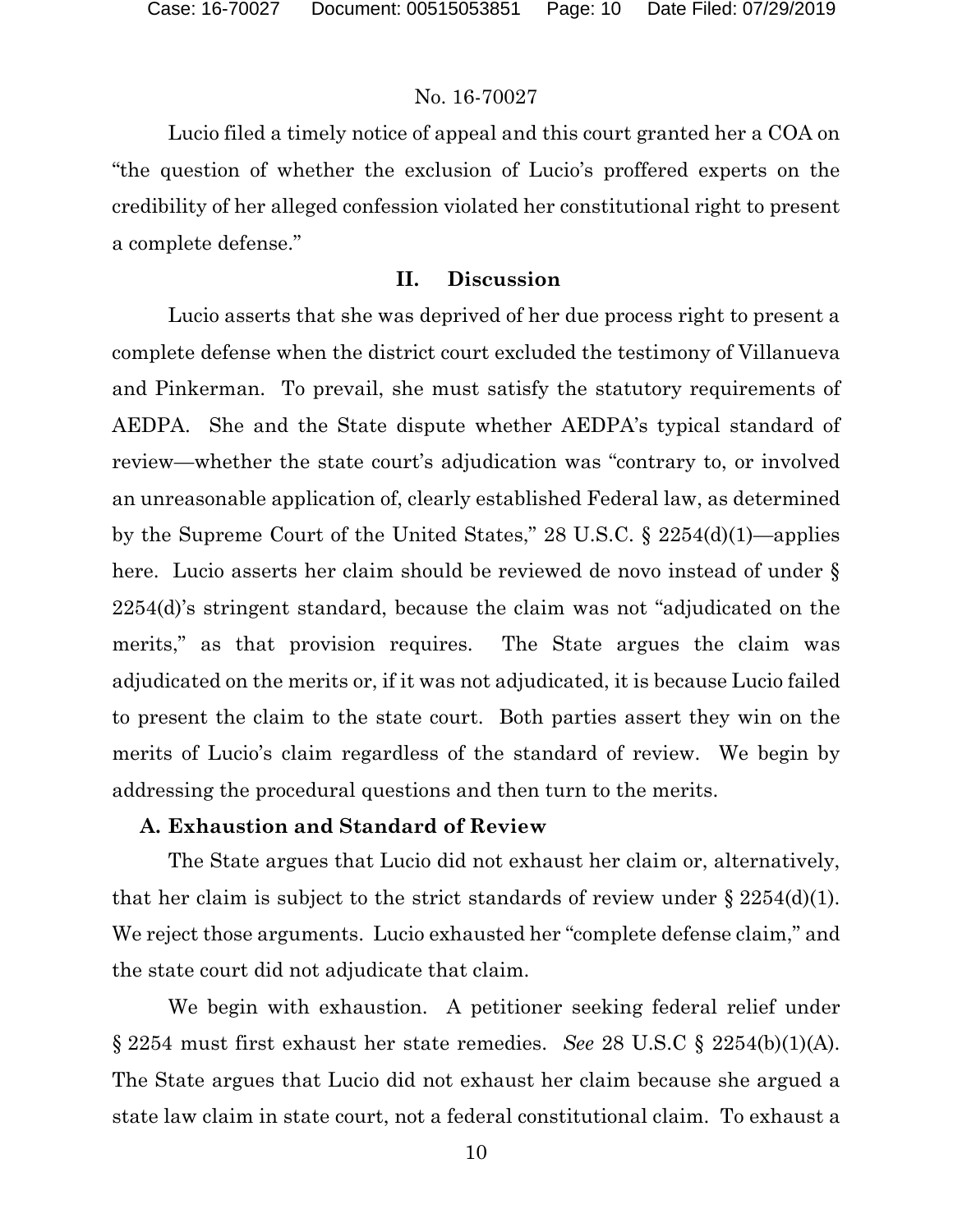Lucio filed a timely notice of appeal and this court granted her a COA on "the question of whether the exclusion of Lucio's proffered experts on the credibility of her alleged confession violated her constitutional right to present a complete defense."

## II. Discussion

Lucio asserts that she was deprived of her due process right to present a complete defense when the district court excluded the testimony of Villanueva and Pinkerman. To prevail, she must satisfy the statutory requirements of AEDPA. She and the State dispute whether AEDPA's typical standard of review—whether the state court's adjudication was "contrary to, or involved an unreasonable application of, clearly established Federal law, as determined by the Supreme Court of the United States," 28 U.S.C. § 2254(d)(1)—applies here. Lucio asserts her claim should be reviewed de novo instead of under § 2254(d)'s stringent standard, because the claim was not "adjudicated on the merits," as that provision requires. The State argues the claim was adjudicated on the merits or, if it was not adjudicated, it is because Lucio failed to present the claim to the state court. Both parties assert they win on the merits of Lucio's claim regardless of the standard of review. We begin by addressing the procedural questions and then turn to the merits.

### A. Exhaustion and Standard of Review

The State argues that Lucio did not exhaust her claim or, alternatively, that her claim is subject to the strict standards of review under § 2254(d)(1). We reject those arguments. Lucio exhausted her "complete defense claim," and the state court did not adjudicate that claim.

We begin with exhaustion. A petitioner seeking federal relief under § 2254 must first exhaust her state remedies. *See* 28 U.S.C § 2254(b)(1)(A). The State argues that Lucio did not exhaust her claim because she argued a state law claim in state court, not a federal constitutional claim. To exhaust a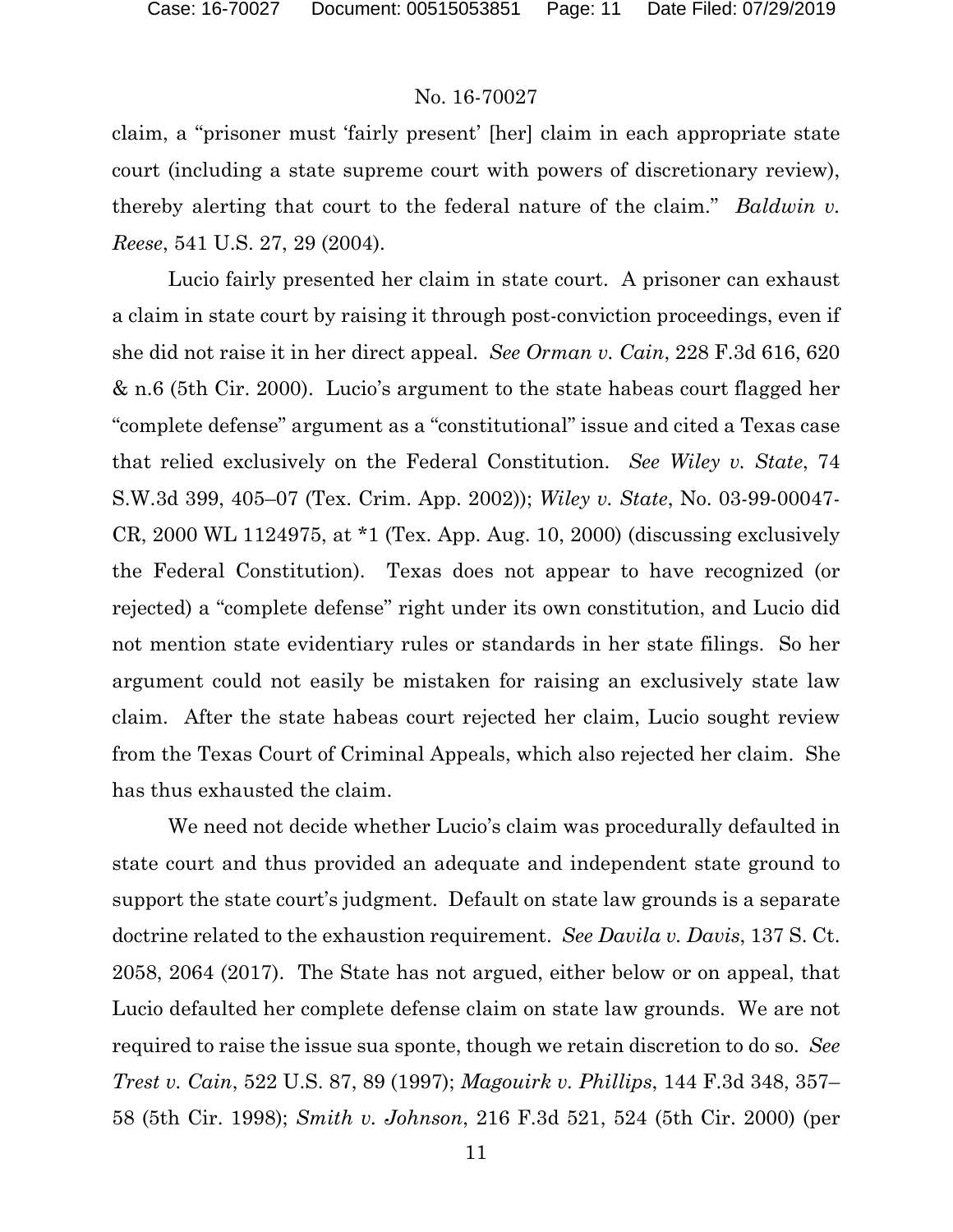claim, a "prisoner must 'fairly present' [her] claim in each appropriate state court (including a state supreme court with powers of discretionary review), thereby alerting that court to the federal nature of the claim." *Baldwin v. Reese*, 541 U.S. 27, 29 (2004).

Lucio fairly presented her claim in state court. A prisoner can exhaust a claim in state court by raising it through post-conviction proceedings, even if she did not raise it in her direct appeal. *See Orman v. Cain*, 228 F.3d 616, 620 & n.6 (5th Cir. 2000). Lucio's argument to the state habeas court flagged her "complete defense" argument as a "constitutional" issue and cited a Texas case that relied exclusively on the Federal Constitution. *See Wiley v. State*, 74 S.W.3d 399, 405–07 (Tex. Crim. App. 2002)); *Wiley v. State*, No. 03-99-00047-CR, 2000 WL 1124975, at *1 (Tex. App. Aug. 10, 2000) (discussing exclusively the Federal Constitution). Texas does not appear to have recognized (or rejected) a "complete defense" right under its own constitution, and Lucio did not mention state evidentiary rules or standards in her state filings. So her argument could not easily be mistaken for raising an exclusively state law claim. After the state habeas court rejected her claim, Lucio sought review from the Texas Court of Criminal Appeals, which also rejected her claim. She has thus exhausted the claim.

We need not decide whether Lucio's claim was procedurally defaulted in state court and thus provided an adequate and independent state ground to support the state court's judgment. Default on state law grounds is a separate doctrine related to the exhaustion requirement. *See Davila v. Davis*, 137 S. Ct. 2058, 2064 (2017). The State has not argued, either below or on appeal, that Lucio defaulted her complete defense claim on state law grounds. We are not required to raise the issue sua sponte, though we retain discretion to do so. *See Trest v. Cain*, 522 U.S. 87, 89 (1997); *Magouirk v. Phillips*, 144 F.3d 348, 357–58 (5th Cir. 1998); *Smith v. Johnson*, 216 F.3d 521, 524 (5th Cir. 2000) (per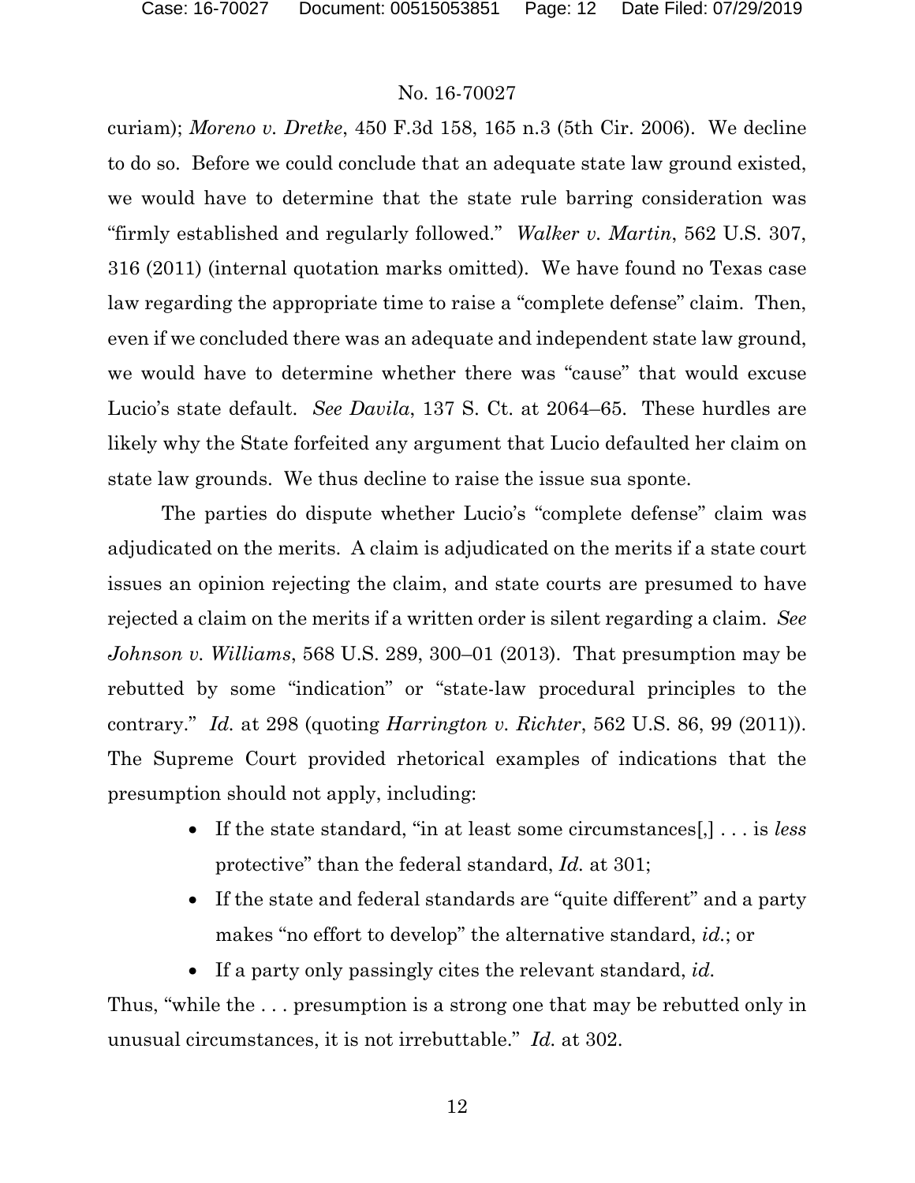curiam); *Moreno v. Dretke*, 450 F.3d 158, 165 n.3 (5th Cir. 2006). We decline to do so. Before we could conclude that an adequate state law ground existed, we would have to determine that the state rule barring consideration was "firmly established and regularly followed." *Walker v. Martin*, 562 U.S. 307, 316 (2011) (internal quotation marks omitted). We have found no Texas case law regarding the appropriate time to raise a "complete defense" claim. Then, even if we concluded there was an adequate and independent state law ground, we would have to determine whether there was "cause" that would excuse Lucio's state default. *See Davila*, 137 S. Ct. at 2064–65. These hurdles are likely why the State forfeited any argument that Lucio defaulted her claim on state law grounds. We thus decline to raise the issue sua sponte.

The parties do dispute whether Lucio's "complete defense" claim was adjudicated on the merits. A claim is adjudicated on the merits if a state court issues an opinion rejecting the claim, and state courts are presumed to have rejected a claim on the merits if a written order is silent regarding a claim. *See Johnson v. Williams*, 568 U.S. 289, 300–01 (2013). That presumption may be rebutted by some "indication" or "state-law procedural principles to the contrary." *Id.* at 298 (quoting *Harrington v. Richter*, 562 U.S. 86, 99 (2011)). The Supreme Court provided rhetorical examples of indications that the presumption should not apply, including:

- If the state standard, "in at least some circumstances[,] . . . is *less* protective" than the federal standard, *Id.* at 301;
- If the state and federal standards are "quite different" and a party makes "no effort to develop" the alternative standard, *id.*; or
- If a party only passingly cites the relevant standard, *id.*

Thus, "while the . . . presumption is a strong one that may be rebutted only in unusual circumstances, it is not irrebuttable." *Id.* at 302.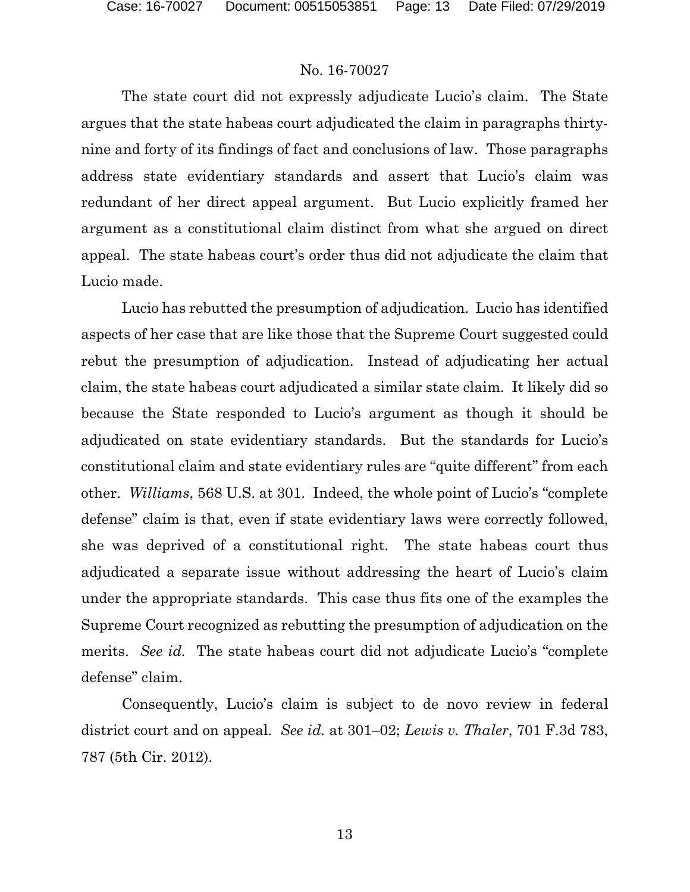The state court did not expressly adjudicate Lucio's claim. The State argues that the state habeas court adjudicated the claim in paragraphs thirty-nine and forty of its findings of fact and conclusions of law. Those paragraphs address state evidentiary standards and assert that Lucio's claim was redundant of her direct appeal argument. But Lucio explicitly framed her argument as a constitutional claim distinct from what she argued on direct appeal. The state habeas court's order thus did not adjudicate the claim that Lucio made.

Lucio has rebutted the presumption of adjudication. Lucio has identified aspects of her case that are like those that the Supreme Court suggested could rebut the presumption of adjudication. Instead of adjudicating her actual claim, the state habeas court adjudicated a similar state claim. It likely did so because the State responded to Lucio's argument as though it should be adjudicated on state evidentiary standards. But the standards for Lucio's constitutional claim and state evidentiary rules are "quite different" from each other. *Williams*, 568 U.S. at 301. Indeed, the whole point of Lucio's "complete defense" claim is that, even if state evidentiary laws were correctly followed, she was deprived of a constitutional right. The state habeas court thus adjudicated a separate issue without addressing the heart of Lucio's claim under the appropriate standards. This case thus fits one of the examples the Supreme Court recognized as rebutting the presumption of adjudication on the merits. *See id.* The state habeas court did not adjudicate Lucio's "complete defense" claim.

Consequently, Lucio's claim is subject to de novo review in federal district court and on appeal. *See id.* at 301–02; *Lewis v. Thaler*, 701 F.3d 783, 787 (5th Cir. 2012).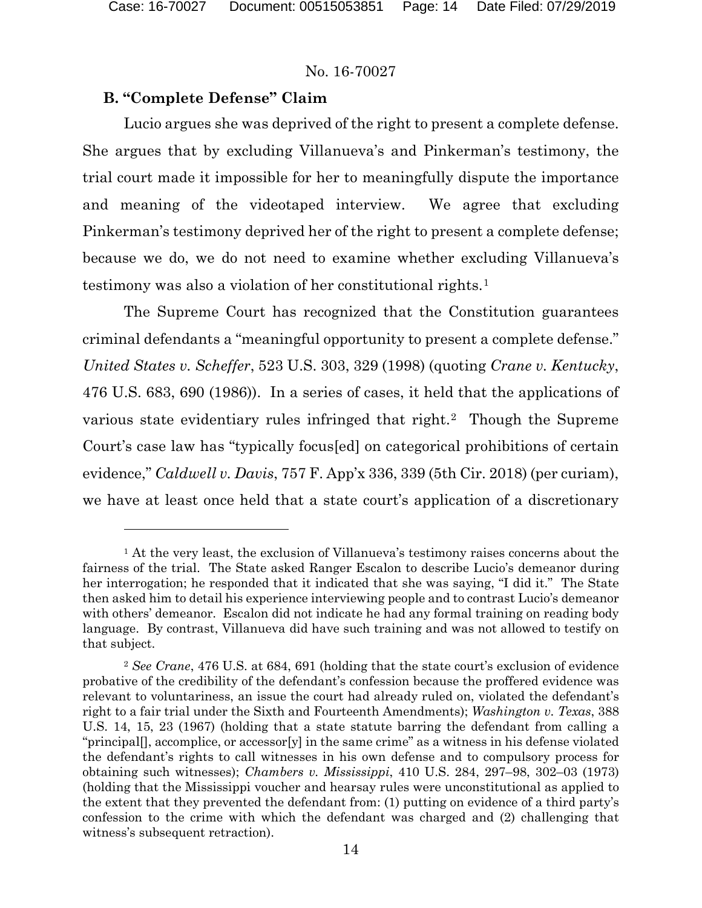### B. "Complete Defense" Claim

Lucio argues she was deprived of the right to present a complete defense. She argues that by excluding Villanueva's and Pinkerman's testimony, the trial court made it impossible for her to meaningfully dispute the importance and meaning of the videotaped interview. We agree that excluding Pinkerman's testimony deprived her of the right to present a complete defense; because we do, we do not need to examine whether excluding Villanueva's testimony was also a violation of her constitutional rights.[1]

The Supreme Court has recognized that the Constitution guarantees criminal defendants a "meaningful opportunity to present a complete defense." *United States v. Scheffer*, 523 U.S. 303, 329 (1998) (quoting *Crane v. Kentucky*, 476 U.S. 683, 690 (1986)). In a series of cases, it held that the applications of various state evidentiary rules infringed that right.[2] Though the Supreme Court's case law has "typically focus[ed] on categorical prohibitions of certain evidence," *Caldwell v. Davis*, 757 F. App'x 336, 339 (5th Cir. 2018) (per curiam), we have at least once held that a state court's application of a discretionary

---

[1] At the very least, the exclusion of Villanueva's testimony raises concerns about the fairness of the trial. The State asked Ranger Escalon to describe Lucio's demeanor during her interrogation; he responded that it indicated that she was saying, "I did it." The State then asked him to detail his experience interviewing people and to contrast Lucio's demeanor with others' demeanor. Escalon did not indicate he had any formal training on reading body language. By contrast, Villanueva did have such training and was not allowed to testify on that subject.

[2] *See Crane*, 476 U.S. at 684, 691 (holding that the state court's exclusion of evidence probative of the credibility of the defendant's confession because the proffered evidence was relevant to voluntariness, an issue the court had already ruled on, violated the defendant's right to a fair trial under the Sixth and Fourteenth Amendments); *Washington v. Texas*, 388 U.S. 14, 15, 23 (1967) (holding that a state statute barring the defendant from calling a "principal[], accomplice, or accessor[y] in the same crime" as a witness in his defense violated the defendant's rights to call witnesses in his own defense and to compulsory process for obtaining such witnesses); *Chambers v. Mississippi*, 410 U.S. 284, 297–98, 302–03 (1973) (holding that the Mississippi voucher and hearsay rules were unconstitutional as applied to the extent that they prevented the defendant from: (1) putting on evidence of a third party's confession to the crime with which the defendant was charged and (2) challenging that witness's subsequent retraction).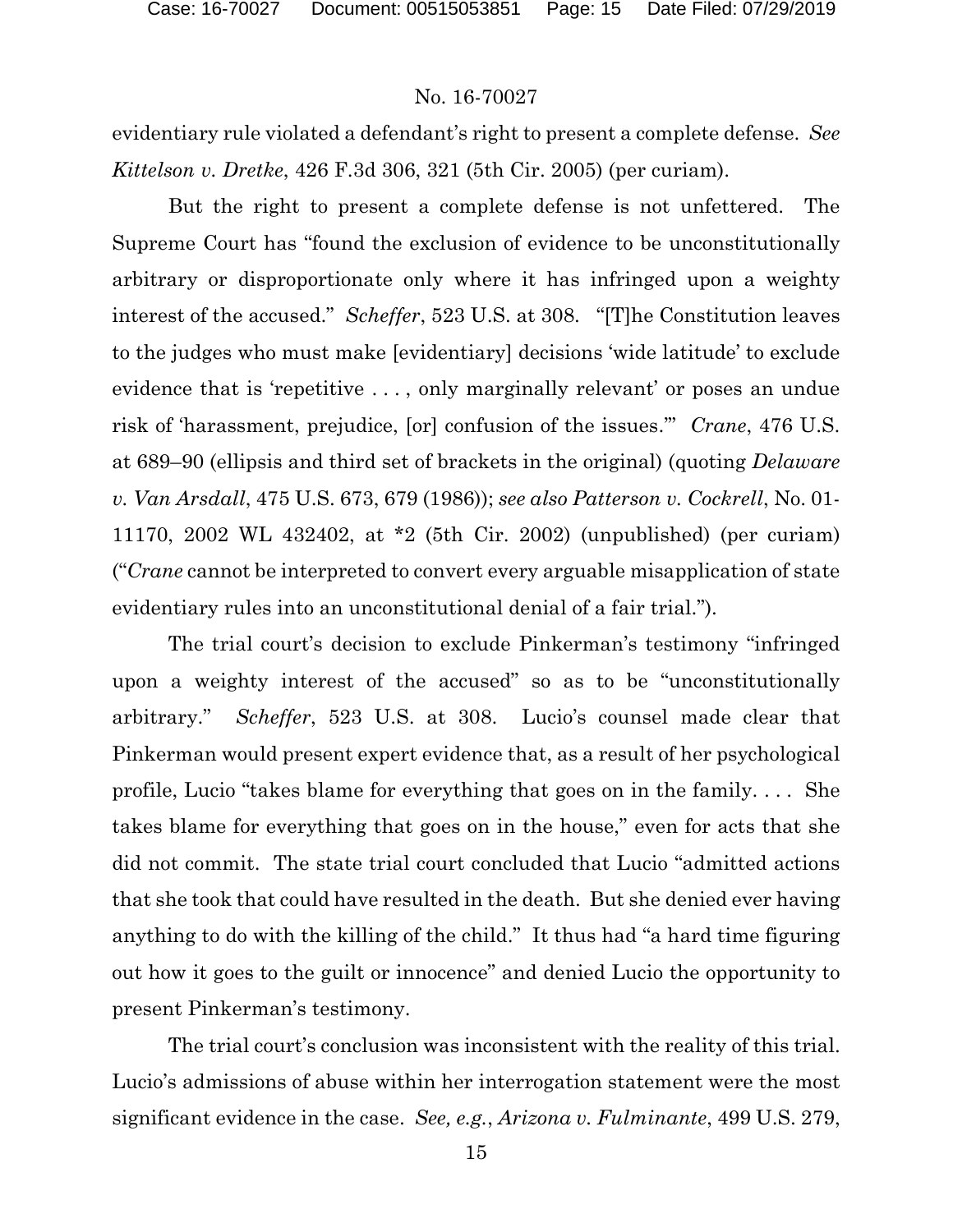evidentiary rule violated a defendant's right to present a complete defense. *See Kittelson v. Dretke*, 426 F.3d 306, 321 (5th Cir. 2005) (per curiam).

But the right to present a complete defense is not unfettered. The Supreme Court has "found the exclusion of evidence to be unconstitutionally arbitrary or disproportionate only where it has infringed upon a weighty interest of the accused." *Scheffer*, 523 U.S. at 308. "[T]he Constitution leaves to the judges who must make [evidentiary] decisions 'wide latitude' to exclude evidence that is 'repetitive . . . , only marginally relevant' or poses an undue risk of 'harassment, prejudice, [or] confusion of the issues.'" *Crane*, 476 U.S. at 689–90 (ellipsis and third set of brackets in the original) (quoting *Delaware v. Van Arsdall*, 475 U.S. 673, 679 (1986)); *see also Patterson v. Cockrell*, No. 01-11170, 2002 WL 432402, at *2 (5th Cir. 2002) (unpublished) (per curiam) ("*Crane* cannot be interpreted to convert every arguable misapplication of state evidentiary rules into an unconstitutional denial of a fair trial.").

The trial court's decision to exclude Pinkerman's testimony "infringed upon a weighty interest of the accused" so as to be "unconstitutionally arbitrary." *Scheffer*, 523 U.S. at 308. Lucio's counsel made clear that Pinkerman would present expert evidence that, as a result of her psychological profile, Lucio "takes blame for everything that goes on in the family. . . . She takes blame for everything that goes on in the house," even for acts that she did not commit. The state trial court concluded that Lucio "admitted actions that she took that could have resulted in the death. But she denied ever having anything to do with the killing of the child." It thus had "a hard time figuring out how it goes to the guilt or innocence" and denied Lucio the opportunity to present Pinkerman's testimony.

The trial court's conclusion was inconsistent with the reality of this trial. Lucio's admissions of abuse within her interrogation statement were the most significant evidence in the case. *See, e.g.*, *Arizona v. Fulminante*, 499 U.S. 279,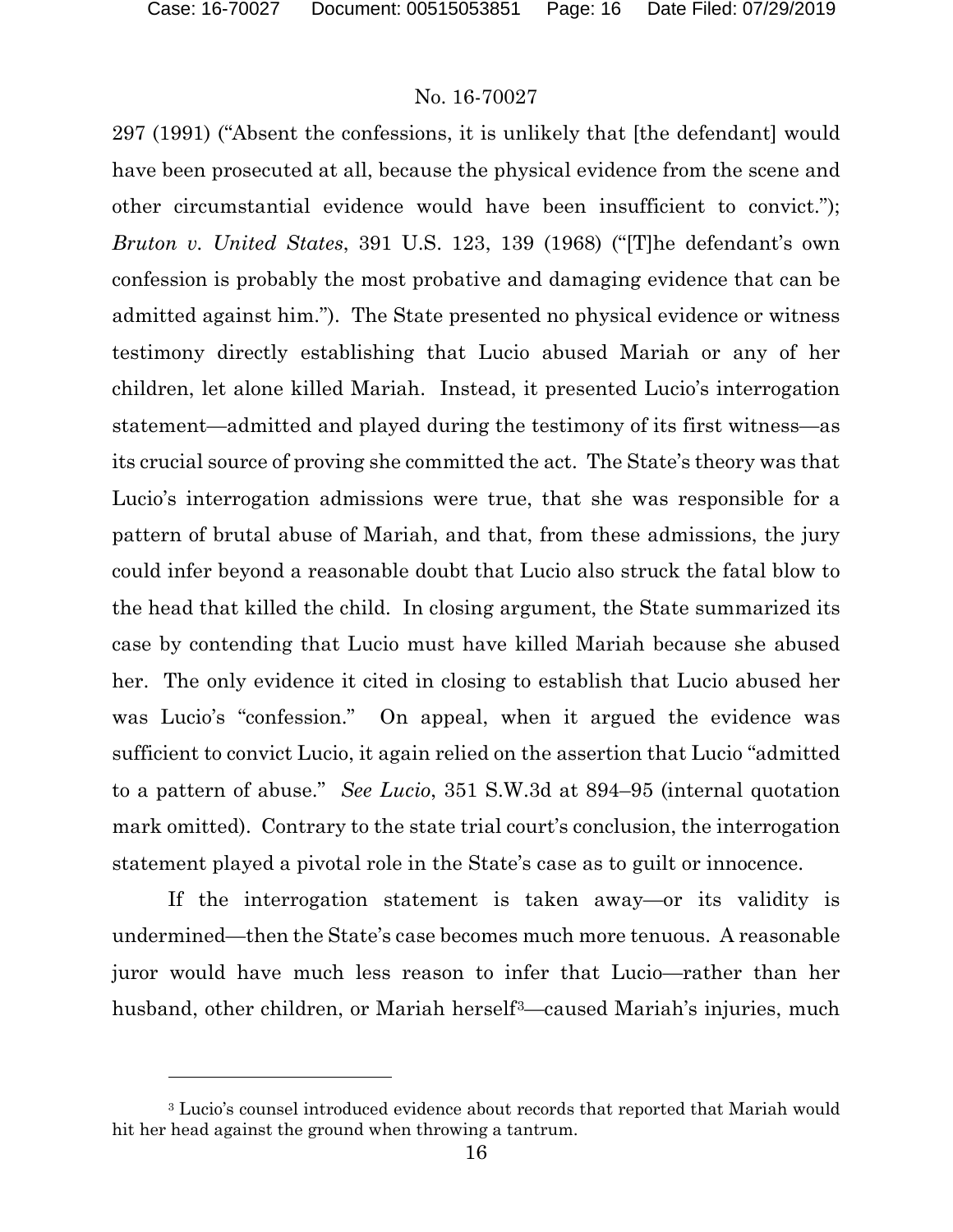297 (1991) ("Absent the confessions, it is unlikely that [the defendant] would have been prosecuted at all, because the physical evidence from the scene and other circumstantial evidence would have been insufficient to convict."); *Bruton v. United States*, 391 U.S. 123, 139 (1968) ("[T]he defendant's own confession is probably the most probative and damaging evidence that can be admitted against him."). The State presented no physical evidence or witness testimony directly establishing that Lucio abused Mariah or any of her children, let alone killed Mariah. Instead, it presented Lucio's interrogation statement—admitted and played during the testimony of its first witness—as its crucial source of proving she committed the act. The State's theory was that Lucio's interrogation admissions were true, that she was responsible for a pattern of brutal abuse of Mariah, and that, from these admissions, the jury could infer beyond a reasonable doubt that Lucio also struck the fatal blow to the head that killed the child. In closing argument, the State summarized its case by contending that Lucio must have killed Mariah because she abused her. The only evidence it cited in closing to establish that Lucio abused her was Lucio's "confession." On appeal, when it argued the evidence was sufficient to convict Lucio, it again relied on the assertion that Lucio "admitted to a pattern of abuse." *See Lucio*, 351 S.W.3d at 894–95 (internal quotation mark omitted). Contrary to the state trial court's conclusion, the interrogation statement played a pivotal role in the State's case as to guilt or innocence.

If the interrogation statement is taken away—or its validity is undermined—then the State's case becomes much more tenuous. A reasonable juror would have much less reason to infer that Lucio—rather than her husband, other children, or Mariah herself[3]—caused Mariah's injuries, much

[3] Lucio's counsel introduced evidence about records that reported that Mariah would hit her head against the ground when throwing a tantrum.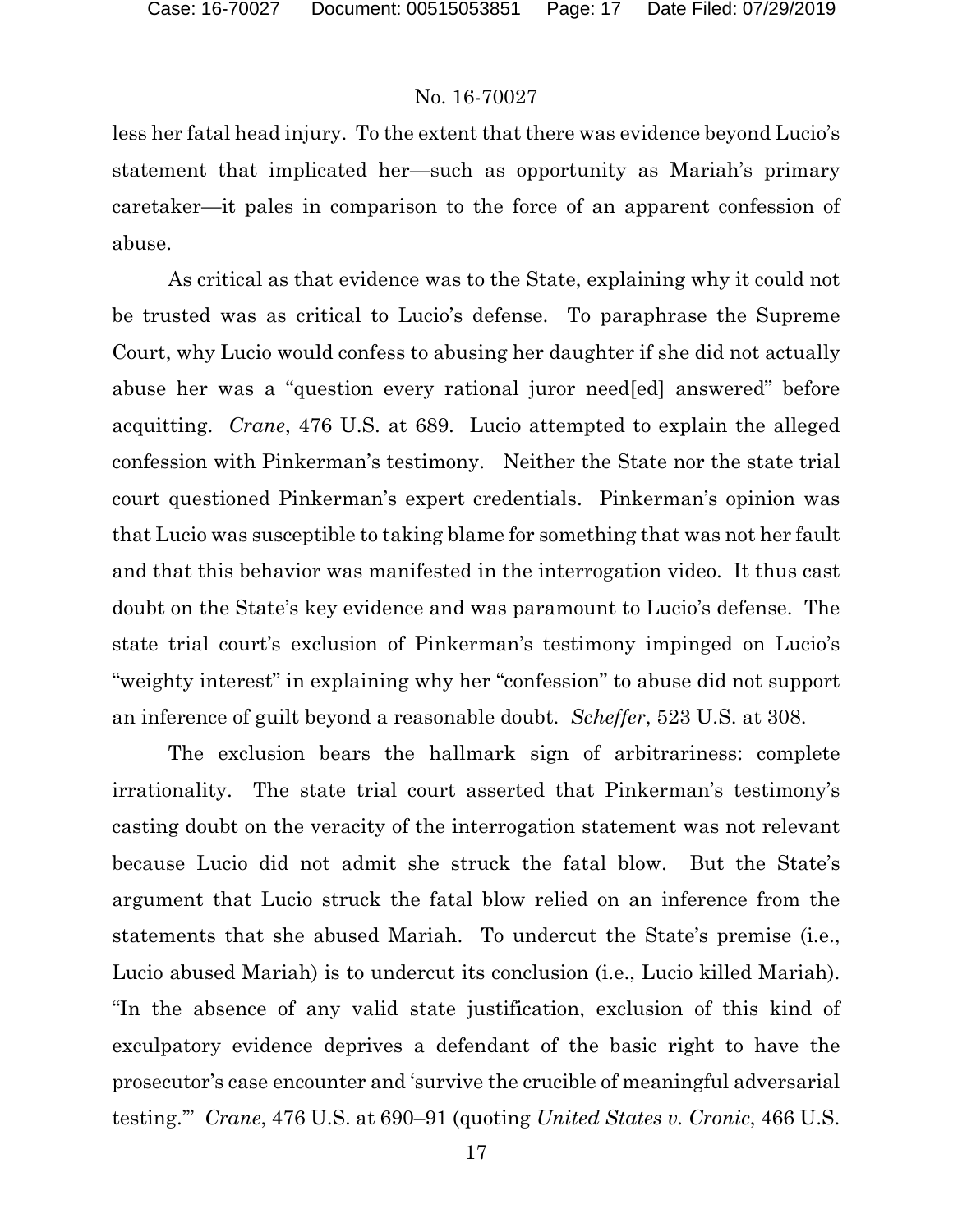less her fatal head injury. To the extent that there was evidence beyond Lucio's statement that implicated her—such as opportunity as Mariah's primary caretaker—it pales in comparison to the force of an apparent confession of abuse.

As critical as that evidence was to the State, explaining why it could not be trusted was as critical to Lucio's defense. To paraphrase the Supreme Court, why Lucio would confess to abusing her daughter if she did not actually abuse her was a "question every rational juror need[ed] answered" before acquitting. *Crane*, 476 U.S. at 689. Lucio attempted to explain the alleged confession with Pinkerman's testimony. Neither the State nor the state trial court questioned Pinkerman's expert credentials. Pinkerman's opinion was that Lucio was susceptible to taking blame for something that was not her fault and that this behavior was manifested in the interrogation video. It thus cast doubt on the State's key evidence and was paramount to Lucio's defense. The state trial court's exclusion of Pinkerman's testimony impinged on Lucio's "weighty interest" in explaining why her "confession" to abuse did not support an inference of guilt beyond a reasonable doubt. *Scheffer*, 523 U.S. at 308.

The exclusion bears the hallmark sign of arbitrariness: complete irrationality. The state trial court asserted that Pinkerman's testimony's casting doubt on the veracity of the interrogation statement was not relevant because Lucio did not admit she struck the fatal blow. But the State's argument that Lucio struck the fatal blow relied on an inference from the statements that she abused Mariah. To undercut the State's premise (i.e., Lucio abused Mariah) is to undercut its conclusion (i.e., Lucio killed Mariah). "In the absence of any valid state justification, exclusion of this kind of exculpatory evidence deprives a defendant of the basic right to have the prosecutor's case encounter and 'survive the crucible of meaningful adversarial testing.'" *Crane*, 476 U.S. at 690–91 (quoting *United States v. Cronic*, 466 U.S.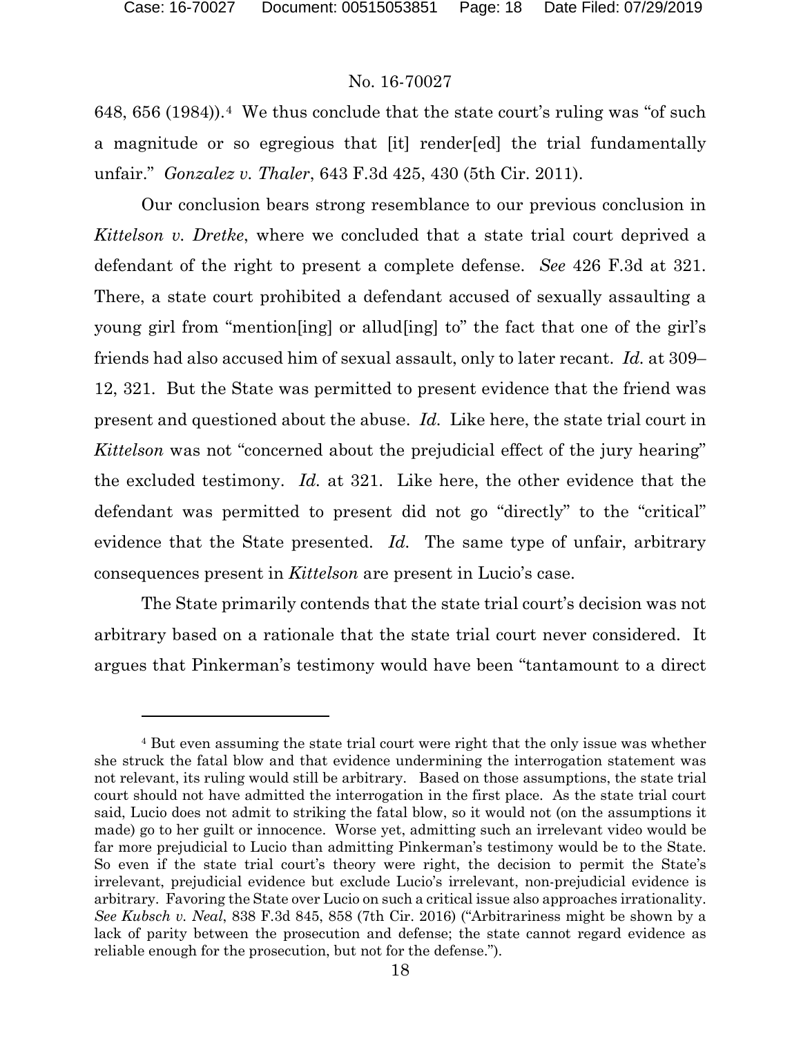648, 656 (1984)).[4] We thus conclude that the state court's ruling was "of such a magnitude or so egregious that [it] render[ed] the trial fundamentally unfair." *Gonzalez v. Thaler*, 643 F.3d 425, 430 (5th Cir. 2011).

Our conclusion bears strong resemblance to our previous conclusion in *Kittelson v. Dretke*, where we concluded that a state trial court deprived a defendant of the right to present a complete defense. *See* 426 F.3d at 321. There, a state court prohibited a defendant accused of sexually assaulting a young girl from "mention[ing] or allud[ing] to" the fact that one of the girl's friends had also accused him of sexual assault, only to later recant. *Id.* at 309–12, 321. But the State was permitted to present evidence that the friend was present and questioned about the abuse. *Id.* Like here, the state trial court in *Kittelson* was not "concerned about the prejudicial effect of the jury hearing" the excluded testimony. *Id.* at 321. Like here, the other evidence that the defendant was permitted to present did not go "directly" to the "critical" evidence that the State presented. *Id.* The same type of unfair, arbitrary consequences present in *Kittelson* are present in Lucio's case.

The State primarily contends that the state trial court's decision was not arbitrary based on a rationale that the state trial court never considered. It argues that Pinkerman's testimony would have been "tantamount to a direct

---

[4] But even assuming the state trial court were right that the only issue was whether she struck the fatal blow and that evidence undermining the interrogation statement was not relevant, its ruling would still be arbitrary. Based on those assumptions, the state trial court should not have admitted the interrogation in the first place. As the state trial court said, Lucio does not admit to striking the fatal blow, so it would not (on the assumptions it made) go to her guilt or innocence. Worse yet, admitting such an irrelevant video would be far more prejudicial to Lucio than admitting Pinkerman's testimony would be to the State. So even if the state trial court's theory were right, the decision to permit the State's irrelevant, prejudicial evidence but exclude Lucio's irrelevant, non-prejudicial evidence is arbitrary. Favoring the State over Lucio on such a critical issue also approaches irrationality. *See Kubsch v. Neal*, 838 F.3d 845, 858 (7th Cir. 2016) ("Arbitrariness might be shown by a lack of parity between the prosecution and defense; the state cannot regard evidence as reliable enough for the prosecution, but not for the defense.").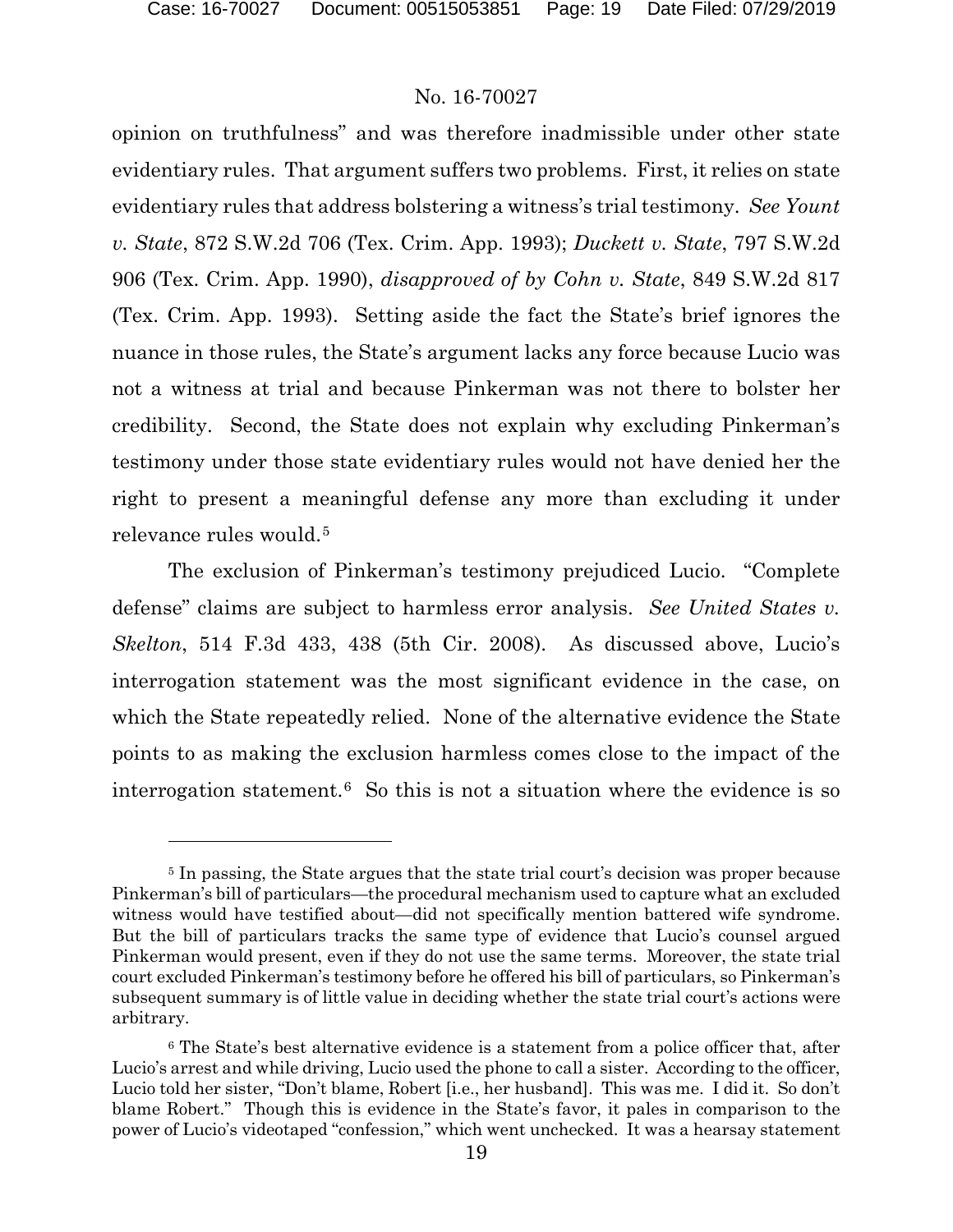opinion on truthfulness" and was therefore inadmissible under other state evidentiary rules. That argument suffers two problems. First, it relies on state evidentiary rules that address bolstering a witness's trial testimony. *See Yount v. State*, 872 S.W.2d 706 (Tex. Crim. App. 1993); *Duckett v. State*, 797 S.W.2d 906 (Tex. Crim. App. 1990), *disapproved of by Cohn v. State*, 849 S.W.2d 817 (Tex. Crim. App. 1993). Setting aside the fact the State's brief ignores the nuance in those rules, the State's argument lacks any force because Lucio was not a witness at trial and because Pinkerman was not there to bolster her credibility. Second, the State does not explain why excluding Pinkerman's testimony under those state evidentiary rules would not have denied her the right to present a meaningful defense any more than excluding it under relevance rules would.[5]

The exclusion of Pinkerman's testimony prejudiced Lucio. "Complete defense" claims are subject to harmless error analysis. *See United States v. Skelton*, 514 F.3d 433, 438 (5th Cir. 2008). As discussed above, Lucio's interrogation statement was the most significant evidence in the case, on which the State repeatedly relied. None of the alternative evidence the State points to as making the exclusion harmless comes close to the impact of the interrogation statement.[6] So this is not a situation where the evidence is so

---

[5] In passing, the State argues that the state trial court's decision was proper because Pinkerman's bill of particulars—the procedural mechanism used to capture what an excluded witness would have testified about—did not specifically mention battered wife syndrome. But the bill of particulars tracks the same type of evidence that Lucio's counsel argued Pinkerman would present, even if they do not use the same terms. Moreover, the state trial court excluded Pinkerman's testimony before he offered his bill of particulars, so Pinkerman's subsequent summary is of little value in deciding whether the state trial court's actions were arbitrary.

[6] The State's best alternative evidence is a statement from a police officer that, after Lucio's arrest and while driving, Lucio used the phone to call a sister. According to the officer, Lucio told her sister, "Don't blame, Robert [i.e., her husband]. This was me. I did it. So don't blame Robert." Though this is evidence in the State's favor, it pales in comparison to the power of Lucio's videotaped "confession," which went unchecked. It was a hearsay statement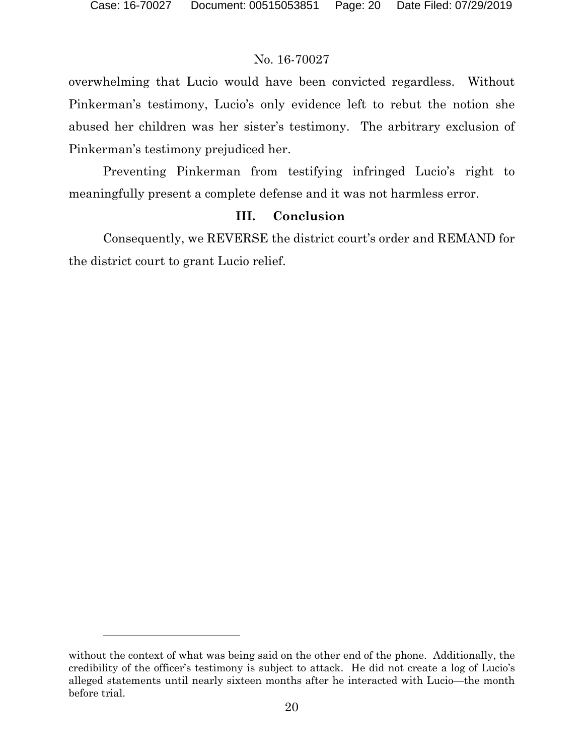overwhelming that Lucio would have been convicted regardless. Without Pinkerman's testimony, Lucio's only evidence left to rebut the notion she abused her children was her sister's testimony. The arbitrary exclusion of Pinkerman's testimony prejudiced her.

Preventing Pinkerman from testifying infringed Lucio's right to meaningfully present a complete defense and it was not harmless error.

## III. Conclusion

Consequently, we REVERSE the district court's order and REMAND for the district court to grant Lucio relief.

---

without the context of what was being said on the other end of the phone. Additionally, the credibility of the officer's testimony is subject to attack. He did not create a log of Lucio's alleged statements until nearly sixteen months after he interacted with Lucio—the month before trial.